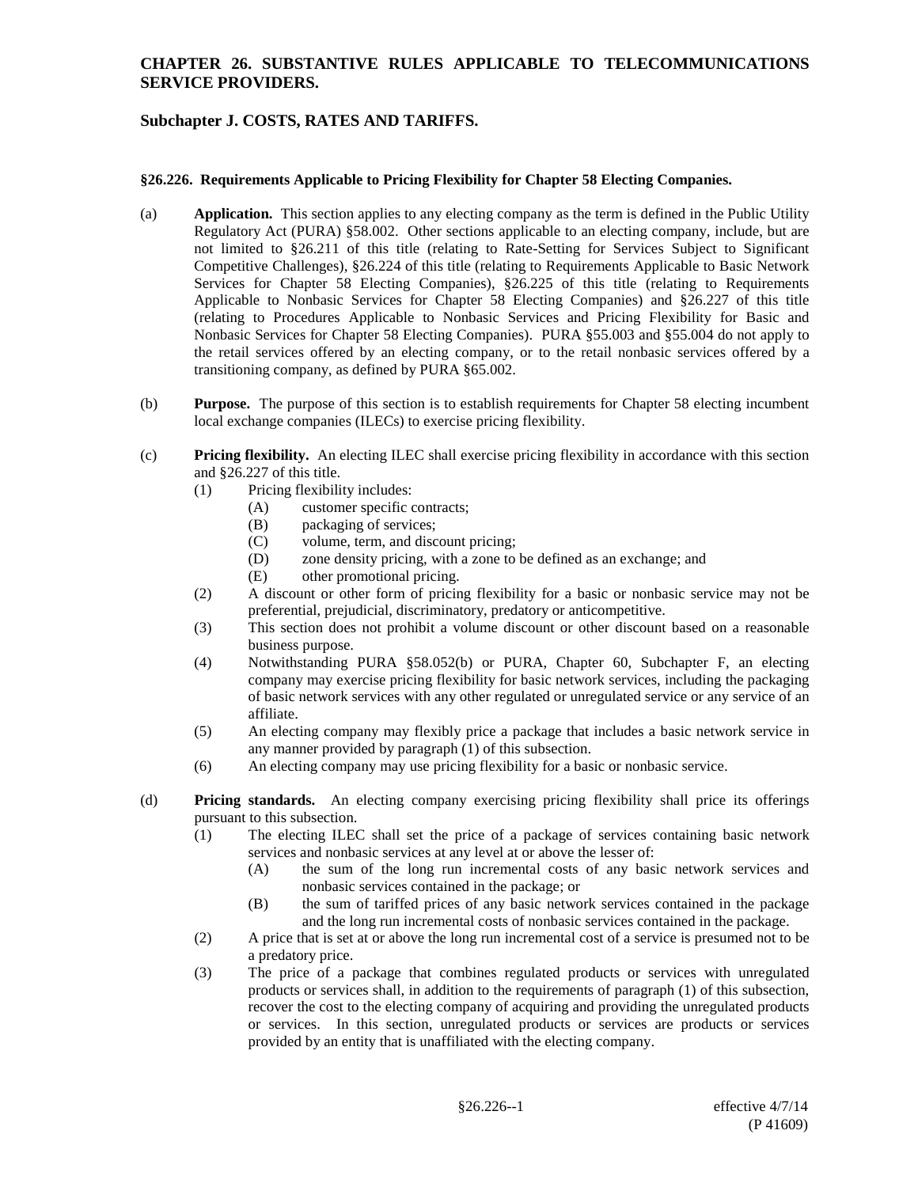# CHAPTER 26. SUBSTANTIVE RULES APPLICABLE TO TELECOMMUNICATIONS SERVICE PROVIDERS.

## Subchapter J. COSTS, RATES AND TARIFFS.

### §26.226. Requirements Applicable to Pricing Flexibility for Chapter 58 Electing Companies.

(a) **Application.** This section applies to any electing company as the term is defined in the Public Utility Regulatory Act (PURA) §58.002. Other sections applicable to an electing company, include, but are not limited to §26.211 of this title (relating to Rate-Setting for Services Subject to Significant Competitive Challenges), §26.224 of this title (relating to Requirements Applicable to Basic Network Services for Chapter 58 Electing Companies), §26.225 of this title (relating to Requirements Applicable to Nonbasic Services for Chapter 58 Electing Companies) and §26.227 of this title (relating to Procedures Applicable to Nonbasic Services and Pricing Flexibility for Basic and Nonbasic Services for Chapter 58 Electing Companies). PURA §55.003 and §55.004 do not apply to the retail services offered by an electing company, or to the retail nonbasic services offered by a transitioning company, as defined by PURA §65.002.

(b) **Purpose.** The purpose of this section is to establish requirements for Chapter 58 electing incumbent local exchange companies (ILECs) to exercise pricing flexibility.

(c) **Pricing flexibility.** An electing ILEC shall exercise pricing flexibility in accordance with this section and §26.227 of this title.

- (1) Pricing flexibility includes:
  - (A) customer specific contracts;
  - (B) packaging of services;
  - (C) volume, term, and discount pricing;
  - (D) zone density pricing, with a zone to be defined as an exchange; and
  - (E) other promotional pricing.
- (2) A discount or other form of pricing flexibility for a basic or nonbasic service may not be preferential, prejudicial, discriminatory, predatory or anticompetitive.
- (3) This section does not prohibit a volume discount or other discount based on a reasonable business purpose.
- (4) Notwithstanding PURA §58.052(b) or PURA, Chapter 60, Subchapter F, an electing company may exercise pricing flexibility for basic network services, including the packaging of basic network services with any other regulated or unregulated service or any service of an affiliate.
- (5) An electing company may flexibly price a package that includes a basic network service in any manner provided by paragraph (1) of this subsection.
- (6) An electing company may use pricing flexibility for a basic or nonbasic service.

(d) **Pricing standards.** An electing company exercising pricing flexibility shall price its offerings pursuant to this subsection.

- (1) The electing ILEC shall set the price of a package of services containing basic network services and nonbasic services at any level at or above the lesser of:
  - (A) the sum of the long run incremental costs of any basic network services and nonbasic services contained in the package; or
  - (B) the sum of tariffed prices of any basic network services contained in the package and the long run incremental costs of nonbasic services contained in the package.
- (2) A price that is set at or above the long run incremental cost of a service is presumed not to be a predatory price.
- (3) The price of a package that combines regulated products or services with unregulated products or services shall, in addition to the requirements of paragraph (1) of this subsection, recover the cost to the electing company of acquiring and providing the unregulated products or services. In this section, unregulated products or services are products or services provided by an entity that is unaffiliated with the electing company.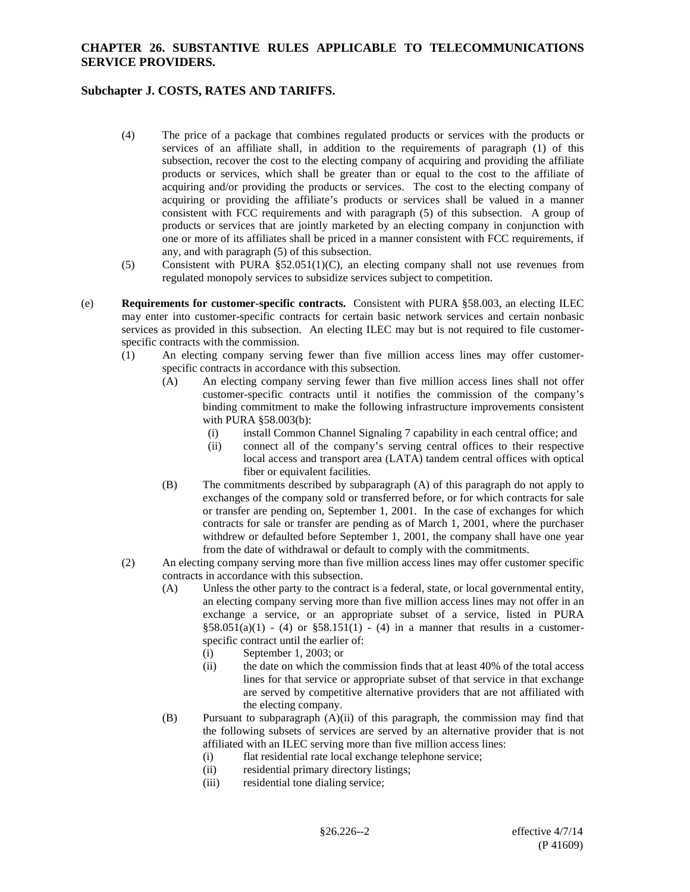(4) The price of a package that combines regulated products or services with the products or services of an affiliate shall, in addition to the requirements of paragraph (1) of this subsection, recover the cost to the electing company of acquiring and providing the affiliate products or services, which shall be greater than or equal to the cost to the affiliate of acquiring and/or providing the products or services. The cost to the electing company of acquiring or providing the affiliate's products or services shall be valued in a manner consistent with FCC requirements and with paragraph (5) of this subsection. A group of products or services that are jointly marketed by an electing company in conjunction with one or more of its affiliates shall be priced in a manner consistent with FCC requirements, if any, and with paragraph (5) of this subsection.

(5) Consistent with PURA §52.051(1)(C), an electing company shall not use revenues from regulated monopoly services to subsidize services subject to competition.

(e) **Requirements for customer-specific contracts.** Consistent with PURA §58.003, an electing ILEC may enter into customer-specific contracts for certain basic network services and certain nonbasic services as provided in this subsection. An electing ILEC may but is not required to file customer-specific contracts with the commission.

- (1) An electing company serving fewer than five million access lines may offer customer-specific contracts in accordance with this subsection.
  - (A) An electing company serving fewer than five million access lines shall not offer customer-specific contracts until it notifies the commission of the company's binding commitment to make the following infrastructure improvements consistent with PURA §58.003(b):
    - (i) install Common Channel Signaling 7 capability in each central office; and
    - (ii) connect all of the company's serving central offices to their respective local access and transport area (LATA) tandem central offices with optical fiber or equivalent facilities.
  - (B) The commitments described by subparagraph (A) of this paragraph do not apply to exchanges of the company sold or transferred before, or for which contracts for sale or transfer are pending on, September 1, 2001. In the case of exchanges for which contracts for sale or transfer are pending as of March 1, 2001, where the purchaser withdrew or defaulted before September 1, 2001, the company shall have one year from the date of withdrawal or default to comply with the commitments.
- (2) An electing company serving more than five million access lines may offer customer specific contracts in accordance with this subsection.
  - (A) Unless the other party to the contract is a federal, state, or local governmental entity, an electing company serving more than five million access lines may not offer in an exchange a service, or an appropriate subset of a service, listed in PURA §58.051(a)(1) - (4) or §58.151(1) - (4) in a manner that results in a customer-specific contract until the earlier of:
    - (i) September 1, 2003; or
    - (ii) the date on which the commission finds that at least 40% of the total access lines for that service or appropriate subset of that service in that exchange are served by competitive alternative providers that are not affiliated with the electing company.
  - (B) Pursuant to subparagraph (A)(ii) of this paragraph, the commission may find that the following subsets of services are served by an alternative provider that is not affiliated with an ILEC serving more than five million access lines:
    - (i) flat residential rate local exchange telephone service;
    - (ii) residential primary directory listings;
    - (iii) residential tone dialing service;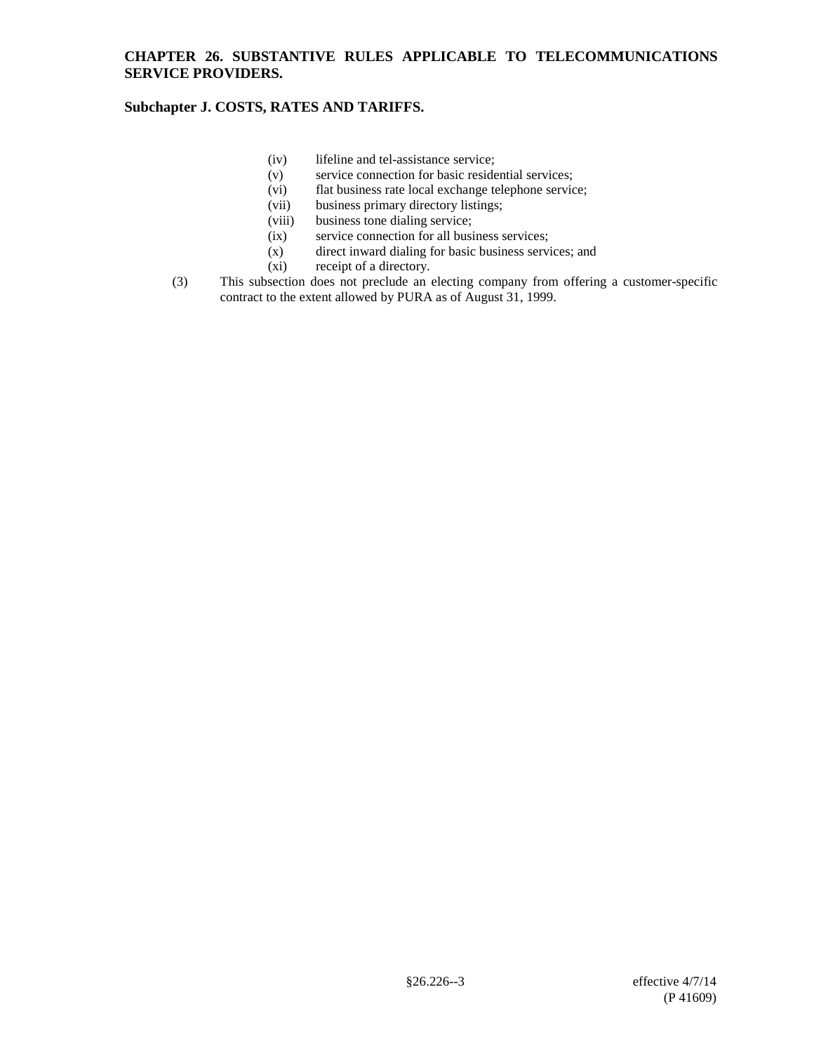(iv) lifeline and tel-assistance service;
(v) service connection for basic residential services;
(vi) flat business rate local exchange telephone service;
(vii) business primary directory listings;
(viii) business tone dialing service;
(ix) service connection for all business services;
(x) direct inward dialing for basic business services; and
(xi) receipt of a directory.

(3) This subsection does not preclude an electing company from offering a customer-specific contract to the extent allowed by PURA as of August 31, 1999.